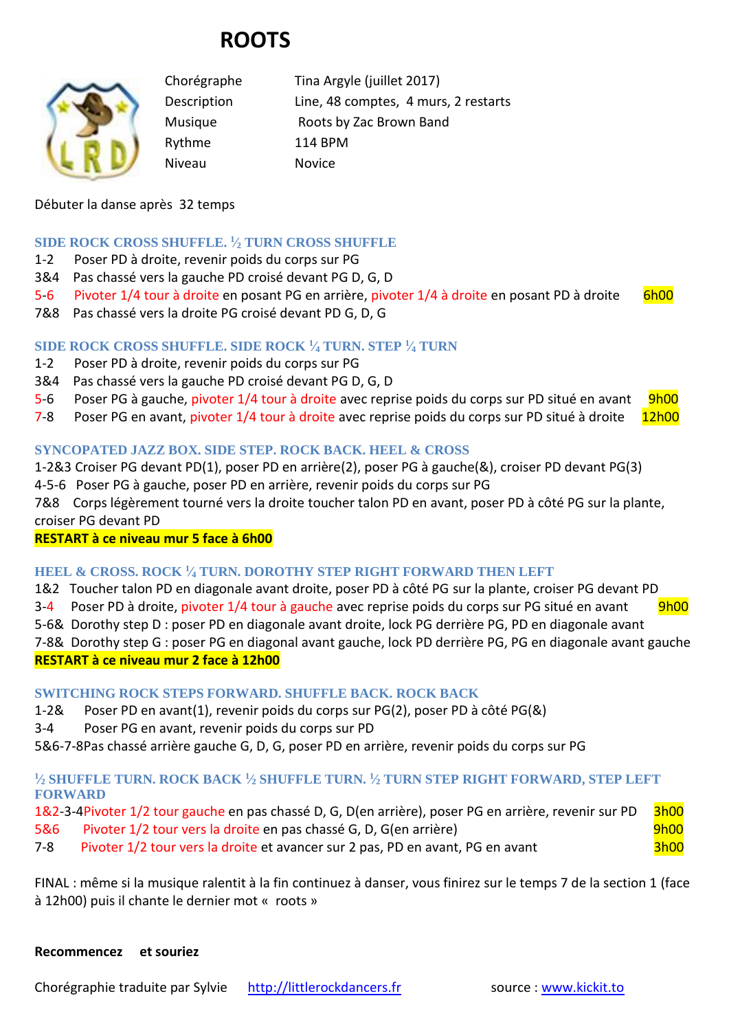# ROOTS

| | |
|---|---|
| Chorégraphe | Tina Argyle (juillet 2017) |
| Description | Line, 48 comptes, 4 murs, 2 restarts |
| Musique | Roots by Zac Brown Band |
| Rythme | 114 BPM |
| Niveau | Novice |

Débuter la danse après 32 temps

### SIDE ROCK CROSS SHUFFLE. ½ TURN CROSS SHUFFLE

1-2 Poser PD à droite, revenir poids du corps sur PG
3&4 Pas chassé vers la gauche PD croisé devant PG D, G, D
5-6 Pivoter 1/4 tour à droite en posant PG en arrière, pivoter 1/4 à droite en posant PD à droite **6h00**
7&8 Pas chassé vers la droite PG croisé devant PD G, D, G

### SIDE ROCK CROSS SHUFFLE. SIDE ROCK ¼ TURN. STEP ¼ TURN

1-2 Poser PD à droite, revenir poids du corps sur PG
3&4 Pas chassé vers la gauche PD croisé devant PG D, G, D
5-6 Poser PG à gauche, pivoter 1/4 tour à droite avec reprise poids du corps sur PD situé en avant **9h00**
7-8 Poser PG en avant, pivoter 1/4 tour à droite avec reprise poids du corps sur PD situé à droite **12h00**

### SYNCOPATED JAZZ BOX. SIDE STEP. ROCK BACK. HEEL & CROSS

1-2&3 Croiser PG devant PD(1), poser PD en arrière(2), poser PG à gauche(&), croiser PD devant PG(3)
4-5-6 Poser PG à gauche, poser PD en arrière, revenir poids du corps sur PG
7&8 Corps légèrement tourné vers la droite toucher talon PD en avant, poser PD à côté PG sur la plante, croiser PG devant PD

**RESTART à ce niveau mur 5 face à 6h00**

### HEEL & CROSS. ROCK ¼ TURN. DOROTHY STEP RIGHT FORWARD THEN LEFT

1&2 Toucher talon PD en diagonale avant droite, poser PD à côté PG sur la plante, croiser PG devant PD
3-4 Poser PD à droite, pivoter 1/4 tour à gauche avec reprise poids du corps sur PG situé en avant **9h00**
5-6& Dorothy step D : poser PD en diagonale avant droite, lock PG derrière PG, PD en diagonale avant
7-8& Dorothy step G : poser PG en diagonal avant gauche, lock PD derrière PG, PG en diagonale avant gauche

**RESTART à ce niveau mur 2 face à 12h00**

### SWITCHING ROCK STEPS FORWARD. SHUFFLE BACK. ROCK BACK

1-2& Poser PD en avant(1), revenir poids du corps sur PG(2), poser PD à côté PG(&)
3-4 Poser PG en avant, revenir poids du corps sur PD
5&6-7-8Pas chassé arrière gauche G, D, G, poser PD en arrière, revenir poids du corps sur PG

### ½ SHUFFLE TURN. ROCK BACK ½ SHUFFLE TURN. ½ TURN STEP RIGHT FORWARD, STEP LEFT FORWARD

1&2-3-4Pivoter 1/2 tour gauche en pas chassé D, G, D(en arrière), poser PG en arrière, revenir sur PD **3h00**
5&6 Pivoter 1/2 tour vers la droite en pas chassé G, D, G(en arrière) **9h00**
7-8 Pivoter 1/2 tour vers la droite et avancer sur 2 pas, PD en avant, PG en avant **3h00**

FINAL : même si la musique ralentit à la fin continuez à danser, vous finirez sur le temps 7 de la section 1 (face à 12h00) puis il chante le dernier mot « roots »

**Recommencez et souriez**

Chorégraphie traduite par Sylvie http://littlerockdancers.fr source : www.kickit.to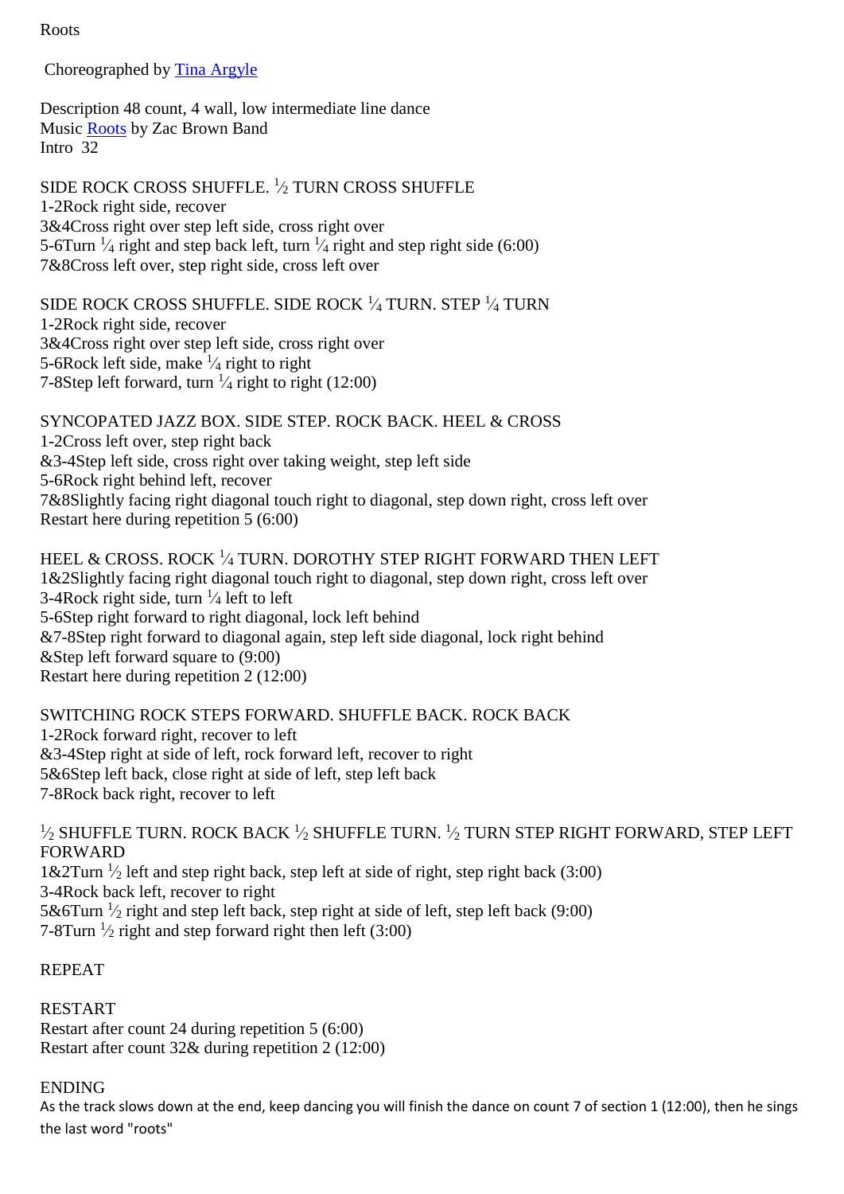Roots

Choreographed by Tina Argyle

Description 48 count, 4 wall, low intermediate line dance
Music Roots by Zac Brown Band
Intro 32

SIDE ROCK CROSS SHUFFLE. ½ TURN CROSS SHUFFLE
1-2Rock right side, recover
3&4Cross right over step left side, cross right over
5-6Turn ¼ right and step back left, turn ¼ right and step right side (6:00)
7&8Cross left over, step right side, cross left over

SIDE ROCK CROSS SHUFFLE. SIDE ROCK ¼ TURN. STEP ¼ TURN
1-2Rock right side, recover
3&4Cross right over step left side, cross right over
5-6Rock left side, make ¼ right to right
7-8Step left forward, turn ¼ right to right (12:00)

SYNCOPATED JAZZ BOX. SIDE STEP. ROCK BACK. HEEL & CROSS
1-2Cross left over, step right back
&3-4Step left side, cross right over taking weight, step left side
5-6Rock right behind left, recover
7&8Slightly facing right diagonal touch right to diagonal, step down right, cross left over
Restart here during repetition 5 (6:00)

HEEL & CROSS. ROCK ¼ TURN. DOROTHY STEP RIGHT FORWARD THEN LEFT
1&2Slightly facing right diagonal touch right to diagonal, step down right, cross left over
3-4Rock right side, turn ¼ left to left
5-6Step right forward to right diagonal, lock left behind
&7-8Step right forward to diagonal again, step left side diagonal, lock right behind
&Step left forward square to (9:00)
Restart here during repetition 2 (12:00)

SWITCHING ROCK STEPS FORWARD. SHUFFLE BACK. ROCK BACK
1-2Rock forward right, recover to left
&3-4Step right at side of left, rock forward left, recover to right
5&6Step left back, close right at side of left, step left back
7-8Rock back right, recover to left

½ SHUFFLE TURN. ROCK BACK ½ SHUFFLE TURN. ½ TURN STEP RIGHT FORWARD, STEP LEFT FORWARD
1&2Turn ½ left and step right back, step left at side of right, step right back (3:00)
3-4Rock back left, recover to right
5&6Turn ½ right and step left back, step right at side of left, step left back (9:00)
7-8Turn ½ right and step forward right then left (3:00)

REPEAT

RESTART
Restart after count 24 during repetition 5 (6:00)
Restart after count 32& during repetition 2 (12:00)

ENDING
As the track slows down at the end, keep dancing you will finish the dance on count 7 of section 1 (12:00), then he sings the last word "roots"